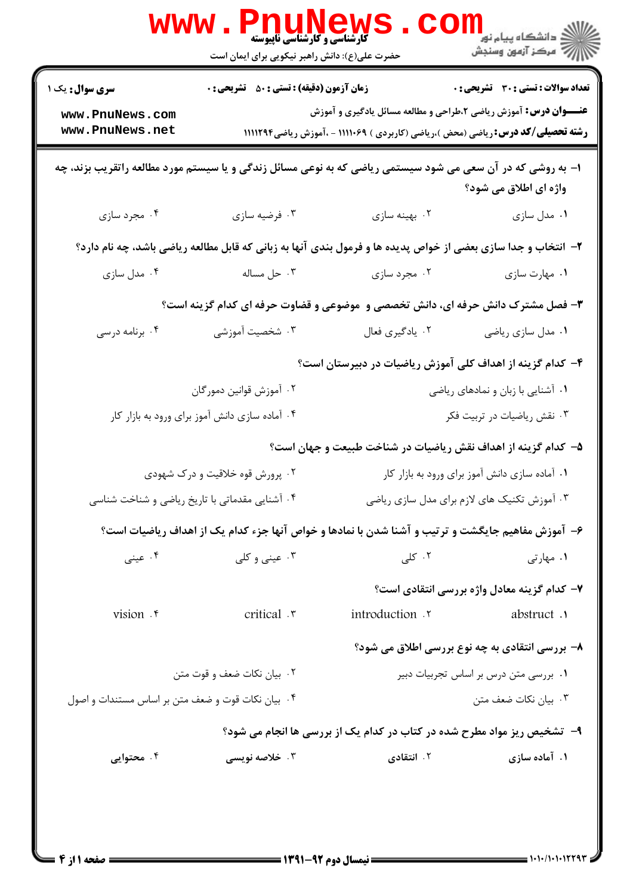**سری سوال:** یک ۱

**زمان آزمون (دقیقه) : تستی : ۵۰ تشریحی : ۰**

**تعداد سوالات : تستی : ۳۰ تشریحی : ۰**

**عنـــوان درس:** آموزش ریاضی ۲،طراحی و مطالعه مسائل یادگیری و آموزش

**رشته تحصیلی/کد درس:** ریاضی (محض )،ریاضی (کاربردی ) ۱۱۱۱۰۶۹ - ،آموزش ریاضی۱۱۱۱۲۹۴

**۱- به روشی که در آن سعی می شود سیستمی ریاضی که به نوعی مسائل زندگی و یا سیستم مورد مطالعه راتقریب بزند، چه واژه ای اطلاق می شود؟**

۱. مدل سازی
۲. بهینه سازی
۳. فرضیه سازی
۴. مجرد سازی

**۲- انتخاب و جدا سازی بعضی از خواص پدیده ها و فرمول بندی آنها به زبانی که قابل مطالعه ریاضی باشد، چه نام دارد؟**

۱. مهارت سازی
۲. مجرد سازی
۳. حل مساله
۴. مدل سازی

**۳- فصل مشترک دانش حرفه ای، دانش تخصصی و موضوعی و قضاوت حرفه ای کدام گزینه است؟**

۱. مدل سازی ریاضی
۲. یادگیری فعال
۳. شخصیت آموزشی
۴. برنامه درسی

**۴- کدام گزینه از اهداف کلی آموزش ریاضیات در دبیرستان است؟**

۱. آشنایی با زبان و نمادهای ریاضی
۲. آموزش قوانین دمورگان
۳. نقش ریاضیات در تربیت فکر
۴. آماده سازی دانش آموز برای ورود به بازار کار

**۵- کدام گزینه از اهداف نقش ریاضیات در شناخت طبیعت و جهان است؟**

۱. آماده سازی دانش آموز برای ورود به بازار کار
۲. پرورش قوه خلاقیت و درک شهودی
۳. آموزش تکنیک های لازم برای مدل سازی ریاضی
۴. آشنایی مقدماتی با تاریخ ریاضی و شناخت شناسی

**۶- آموزش مفاهیم جایگشت و ترتیب و آشنا شدن با نمادها و خواص آنها جزء کدام یک از اهداف ریاضیات است؟**

۱. مهارتی
۲. کلی
۳. عینی و کلی
۴. عینی

**۷- کدام گزینه معادل واژه بررسی انتقادی است؟**

۱. abstract
۲. introduction
۳. critical
۴. vision

**۸- بررسی انتقادی به چه نوع بررسی اطلاق می شود؟**

۱. بررسی متن درس بر اساس تجربیات دبیر
۲. بیان نکات ضعف و قوت متن
۳. بیان نکات ضعف متن
۴. بیان نکات قوت و ضعف متن بر اساس مستندات و اصول

**۹- تشخیص ریز مواد مطرح شده در کتاب در کدام یک از بررسی ها انجام می شود؟**

۱. آماده سازی
۲. انتقادی
۳. خلاصه نویسی
۴. محتوایی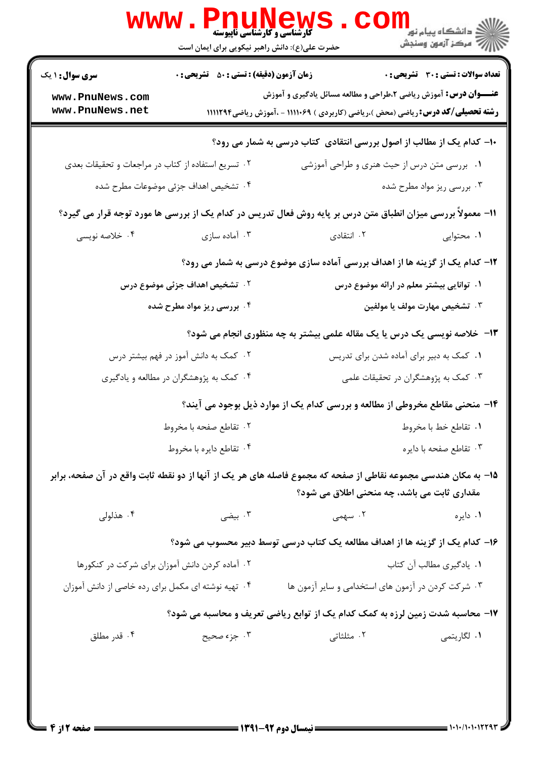**تعداد سوالات : تستی : ۳۰ تشریحی : ۰** | **زمان آزمون (دقیقه) : تستی : ۵۰ تشریحی : ۰** | **سری سوال : ۱ یک**

**عنـــوان درس:** آموزش ریاضی ۲،طراحی و مطالعه مسائل یادگیری و آموزش

**رشته تحصیلی/کد درس:** ریاضی (محض )،ریاضی (کاربردی ) ۱۱۱۱۰۶۹ - ،آموزش ریاضی۱۱۱۱۲۹۴

**۱۰- کدام یک از مطالب از اصول بررسی انتقادی کتاب درسی به شمار می رود؟**

۱. بررسی متن درس از حیث هنری و طراحی آموزشی

۲. تسریع استفاده از کتاب در مراجعات و تحقیقات بعدی

۳. بررسی ریز مواد مطرح شده

۴. تشخیص اهداف جزئی موضوعات مطرح شده

**۱۱- معمولاً بررسی میزان انطباق متن درس بر پایه روش فعال تدریس در کدام یک از بررسی ها مورد توجه قرار می گیرد؟**

۱. محتوایی

۲. انتقادی

۳. آماده سازی

۴. خلاصه نویسی

**۱۲- کدام یک از گزینه ها از اهداف بررسی آماده سازی موضوع درسی به شمار می رود؟**

۱. توانایی بیشتر معلم در ارائه موضوع درس

۲. تشخیص اهداف جزئی موضوع درس

۳. تشخیص مهارت مولف یا مولفین

۴. بررسی ریز مواد مطرح شده

**۱۳- خلاصه نویسی یک درس یا یک مقاله علمی بیشتر به چه منظوری انجام می شود؟**

۱. کمک به دبیر برای آماده شدن برای تدریس

۲. کمک به دانش آموز در فهم بیشتر درس

۳. کمک به پژوهشگران در تحقیقات علمی

۴. کمک به پژوهشگران در مطالعه و یادگیری

**۱۴- منحنی مقاطع مخروطی از مطالعه و بررسی کدام یک از موارد ذیل بوجود می آیند؟**

۱. تقاطع خط با مخروط

۲. تقاطع صفحه با مخروط

۳. تقاطع صفحه با دایره

۴. تقاطع دایره با مخروط

**۱۵- به مکان هندسی مجموعه نقاطی از صفحه که مجموع فاصله های هر یک از آنها از دو نقطه ثابت واقع در آن صفحه، برابر مقداری ثابت می باشد، چه منحنی اطلاق می شود؟**

۱. دایره

۲. سهمی

۳. بیضی

۴. هذلولی

**۱۶- کدام یک از گزینه ها از اهداف مطالعه یک کتاب درسی توسط دبیر محسوب می شود؟**

۱. یادگیری مطالب آن کتاب

۲. آماده کردن دانش آموزان برای شرکت در کنکورها

۳. شرکت کردن در آزمون های استخدامی و سایر آزمون ها

۴. تهیه نوشته ای مکمل برای رده خاصی از دانش آموزان

**۱۷- محاسبه شدت زمین لرزه به کمک کدام یک از توابع ریاضی تعریف و محاسبه می شود؟**

۱. لگاریتمی

۲. مثلثاتی

۳. جزء صحیح

۴. قدر مطلق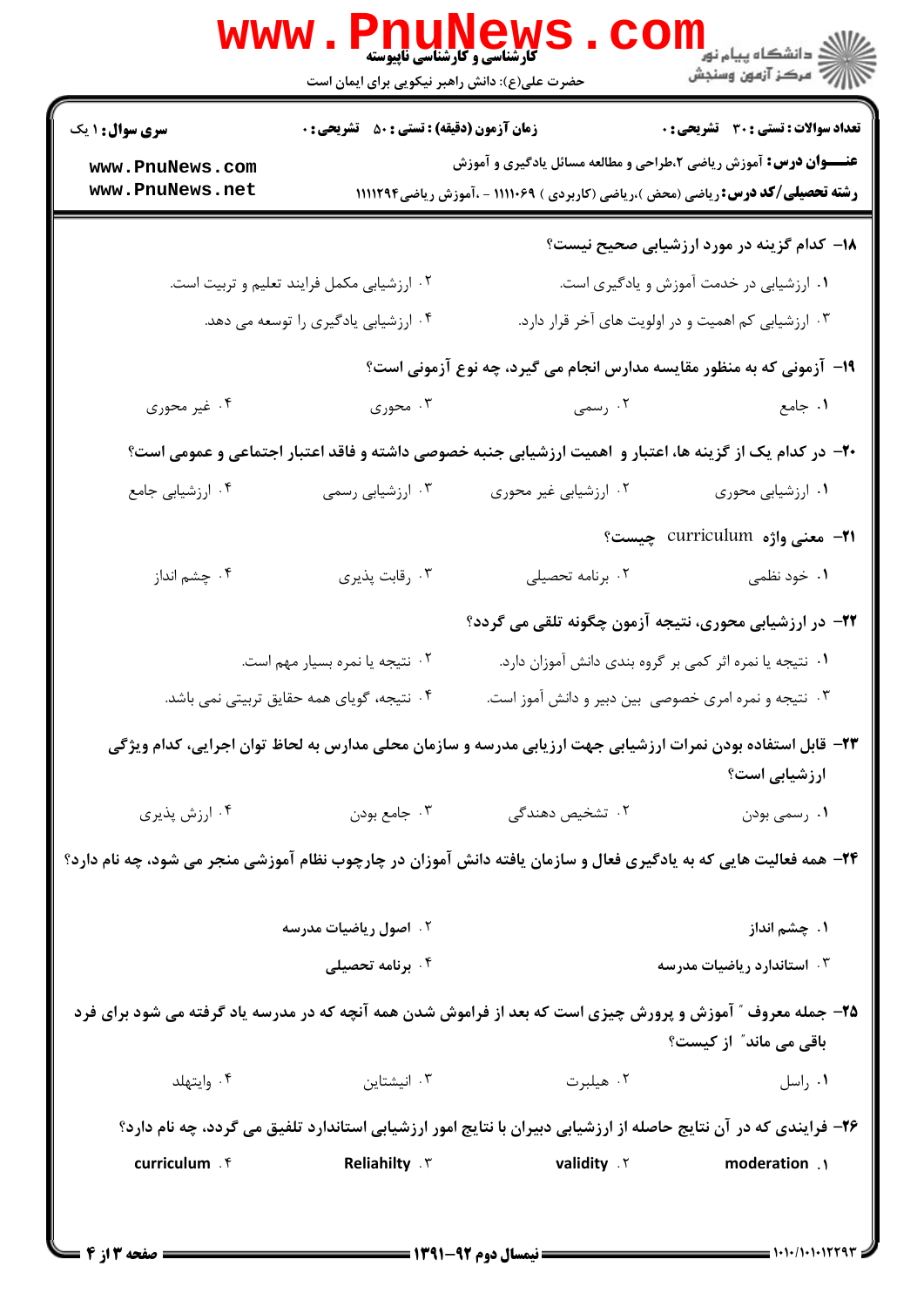**سری سوال: ۱ یک** | **زمان آزمون (دقیقه): تستی: ۵۰ تشریحی: ۰** | **تعداد سوالات: تستی: ۳۰ تشریحی: ۰**

**عنـــوان درس:** آموزش ریاضی ۲،طراحی و مطالعه مسائل یادگیری و آموزش

**رشته تحصیلی/کد درس:** ریاضی (محض )،ریاضی (کاربردی ) ۱۱۱۱۰۶۹ - ،آموزش ریاضی۱۱۱۱۲۹۴

**۱۸- کدام گزینه در مورد ارزشیابی صحیح نیست؟**

۱. ارزشیابی در خدمت آموزش و یادگیری است.

۲. ارزشیابی مکمل فرایند تعلیم و تربیت است.

۳. ارزشیابی کم اهمیت و در اولویت های آخر قرار دارد.

۴. ارزشیابی یادگیری را توسعه می دهد.

**۱۹- آزمونی که به منظور مقایسه مدارس انجام می گیرد، چه نوع آزمونی است؟**

۱. جامع

۲. رسمی

۳. محوری

۴. غیر محوری

**۲۰- در کدام یک از گزینه ها، اعتبار و اهمیت ارزشیابی جنبه خصوصی داشته و فاقد اعتبار اجتماعی و عمومی است؟**

۱. ارزشیابی محوری

۲. ارزشیابی غیر محوری

۳. ارزشیابی رسمی

۴. ارزشیابی جامع

**۲۱- معنی واژه curriculum چیست؟**

۱. خود نظمی

۲. برنامه تحصیلی

۳. رقابت پذیری

۴. چشم انداز

**۲۲- در ارزشیابی محوری، نتیجه آزمون چگونه تلقی می گردد؟**

۱. نتیجه یا نمره اثر کمی بر گروه بندی دانش آموزان دارد.

۲. نتیجه یا نمره بسیار مهم است.

۳. نتیجه و نمره امری خصوصی بین دبیر و دانش آموز است.

۴. نتیجه، گویای همه حقایق تربیتی نمی باشد.

**۲۳- قابل استفاده بودن نمرات ارزشیابی جهت ارزیابی مدرسه و سازمان محلی مدارس به لحاظ توان اجرایی، کدام ویژگی ارزشیابی است؟**

۱. رسمی بودن

۲. تشخیص دهندگی

۳. جامع بودن

۴. ارزش پذیری

**۲۴- همه فعالیت هایی که به یادگیری فعال و سازمان یافته دانش آموزان در چارچوب نظام آموزشی منجر می شود، چه نام دارد؟**

۱. چشم انداز

۲. اصول ریاضیات مدرسه

۳. استاندارد ریاضیات مدرسه

۴. برنامه تحصیلی

**۲۵- جمله معروف " آموزش و پرورش چیزی است که بعد از فراموش شدن همه آنچه که در مدرسه یاد گرفته می شود برای فرد باقی می ماند" از کیست؟**

۱. راسل

۲. هیلبرت

۳. انیشتاین

۴. وایتهلد

**۲۶- فرایندی که در آن نتایج حاصله از ارزشیابی دبیران با نتایج امور ارزشیابی استاندارد تلفیق می گردد، چه نام دارد؟**

۱. moderation

۲. validity

۳. Reliahilty

۴. curriculum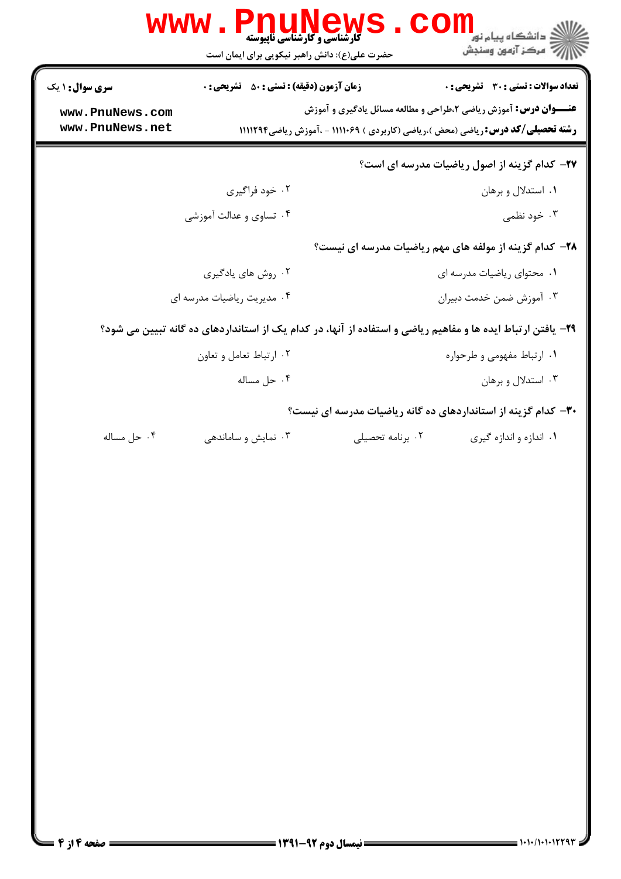**۲۷- کدام گزینه از اصول ریاضیات مدرسه ای است؟**

۱. استدلال و برهان

۲. خود فراگیری

۳. خود نظمی

۴. تساوی و عدالت آموزشی

**۲۸- کدام گزینه از مولفه های مهم ریاضیات مدرسه ای نیست؟**

۱. محتوای ریاضیات مدرسه ای

۲. روش های یادگیری

۳. آموزش ضمن خدمت دبیران

۴. مدیریت ریاضیات مدرسه ای

**۲۹- یافتن ارتباط ایده ها و مفاهیم ریاضی و استفاده از آنها، در کدام یک از استانداردهای ده گانه تبیین می شود؟**

۱. ارتباط مفهومی و طرحواره

۲. ارتباط تعامل و تعاون

۳. استدلال و برهان

۴. حل مساله

**۳۰- کدام گزینه از استانداردهای ده گانه ریاضیات مدرسه ای نیست؟**

۱. اندازه و اندازه گیری

۲. برنامه تحصیلی

۳. نمایش و ساماندهی

۴. حل مساله